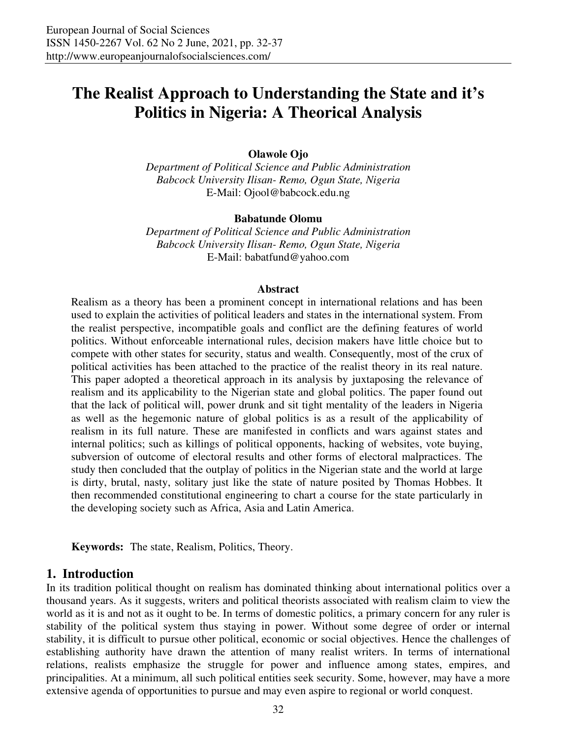# The Realist Approach to Understanding the State and it's Politics in Nigeria: A Theorical Analysis

**Olawole Ojo**
*Department of Political Science and Public Administration*
*Babcock University Ilisan- Remo, Ogun State, Nigeria*
E-Mail: Ojool@babcock.edu.ng

**Babatunde Olomu**
*Department of Political Science and Public Administration*
*Babcock University Ilisan- Remo, Ogun State, Nigeria*
E-Mail: babatfund@yahoo.com

## Abstract

Realism as a theory has been a prominent concept in international relations and has been used to explain the activities of political leaders and states in the international system. From the realist perspective, incompatible goals and conflict are the defining features of world politics. Without enforceable international rules, decision makers have little choice but to compete with other states for security, status and wealth. Consequently, most of the crux of political activities has been attached to the practice of the realist theory in its real nature. This paper adopted a theoretical approach in its analysis by juxtaposing the relevance of realism and its applicability to the Nigerian state and global politics. The paper found out that the lack of political will, power drunk and sit tight mentality of the leaders in Nigeria as well as the hegemonic nature of global politics is as a result of the applicability of realism in its full nature. These are manifested in conflicts and wars against states and internal politics; such as killings of political opponents, hacking of websites, vote buying, subversion of outcome of electoral results and other forms of electoral malpractices. The study then concluded that the outplay of politics in the Nigerian state and the world at large is dirty, brutal, nasty, solitary just like the state of nature posited by Thomas Hobbes. It then recommended constitutional engineering to chart a course for the state particularly in the developing society such as Africa, Asia and Latin America.

**Keywords:** The state, Realism, Politics, Theory.

## 1. Introduction

In its tradition political thought on realism has dominated thinking about international politics over a thousand years. As it suggests, writers and political theorists associated with realism claim to view the world as it is and not as it ought to be. In terms of domestic politics, a primary concern for any ruler is stability of the political system thus staying in power. Without some degree of order or internal stability, it is difficult to pursue other political, economic or social objectives. Hence the challenges of establishing authority have drawn the attention of many realist writers. In terms of international relations, realists emphasize the struggle for power and influence among states, empires, and principalities. At a minimum, all such political entities seek security. Some, however, may have a more extensive agenda of opportunities to pursue and may even aspire to regional or world conquest.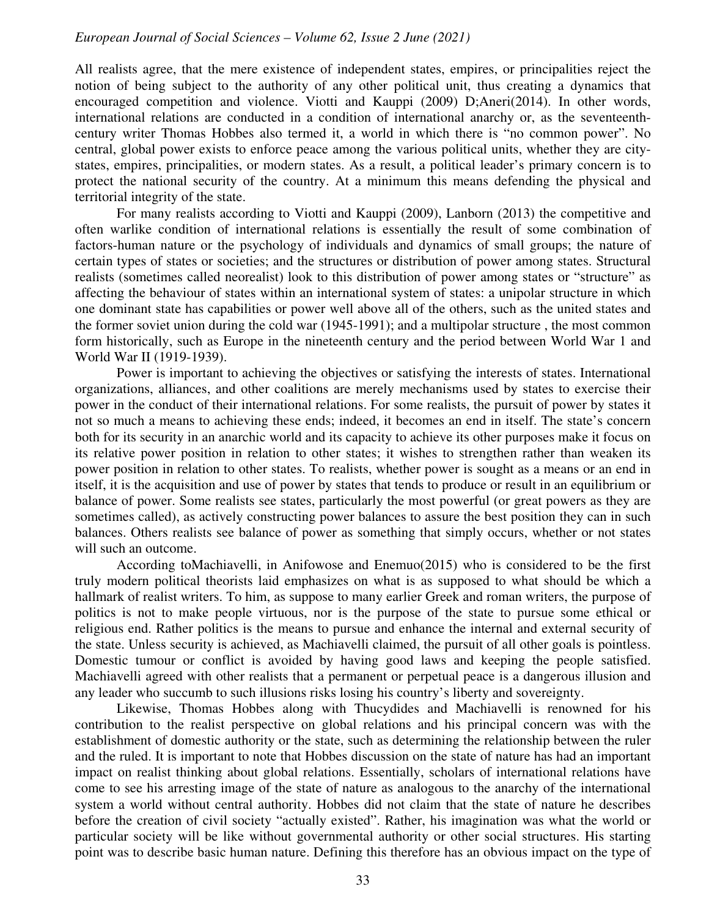All realists agree, that the mere existence of independent states, empires, or principalities reject the notion of being subject to the authority of any other political unit, thus creating a dynamics that encouraged competition and violence. Viotti and Kauppi (2009) D;Aneri(2014). In other words, international relations are conducted in a condition of international anarchy or, as the seventeenth-century writer Thomas Hobbes also termed it, a world in which there is "no common power". No central, global power exists to enforce peace among the various political units, whether they are city-states, empires, principalities, or modern states. As a result, a political leader's primary concern is to protect the national security of the country. At a minimum this means defending the physical and territorial integrity of the state.

For many realists according to Viotti and Kauppi (2009), Lanborn (2013) the competitive and often warlike condition of international relations is essentially the result of some combination of factors-human nature or the psychology of individuals and dynamics of small groups; the nature of certain types of states or societies; and the structures or distribution of power among states. Structural realists (sometimes called neorealist) look to this distribution of power among states or "structure" as affecting the behaviour of states within an international system of states: a unipolar structure in which one dominant state has capabilities or power well above all of the others, such as the united states and the former soviet union during the cold war (1945-1991); and a multipolar structure , the most common form historically, such as Europe in the nineteenth century and the period between World War 1 and World War II (1919-1939).

Power is important to achieving the objectives or satisfying the interests of states. International organizations, alliances, and other coalitions are merely mechanisms used by states to exercise their power in the conduct of their international relations. For some realists, the pursuit of power by states it not so much a means to achieving these ends; indeed, it becomes an end in itself. The state's concern both for its security in an anarchic world and its capacity to achieve its other purposes make it focus on its relative power position in relation to other states; it wishes to strengthen rather than weaken its power position in relation to other states. To realists, whether power is sought as a means or an end in itself, it is the acquisition and use of power by states that tends to produce or result in an equilibrium or balance of power. Some realists see states, particularly the most powerful (or great powers as they are sometimes called), as actively constructing power balances to assure the best position they can in such balances. Others realists see balance of power as something that simply occurs, whether or not states will such an outcome.

According toMachiavelli, in Anifowose and Enemuo(2015) who is considered to be the first truly modern political theorists laid emphasizes on what is as supposed to what should be which a hallmark of realist writers. To him, as suppose to many earlier Greek and roman writers, the purpose of politics is not to make people virtuous, nor is the purpose of the state to pursue some ethical or religious end. Rather politics is the means to pursue and enhance the internal and external security of the state. Unless security is achieved, as Machiavelli claimed, the pursuit of all other goals is pointless. Domestic tumour or conflict is avoided by having good laws and keeping the people satisfied. Machiavelli agreed with other realists that a permanent or perpetual peace is a dangerous illusion and any leader who succumb to such illusions risks losing his country's liberty and sovereignty.

Likewise, Thomas Hobbes along with Thucydides and Machiavelli is renowned for his contribution to the realist perspective on global relations and his principal concern was with the establishment of domestic authority or the state, such as determining the relationship between the ruler and the ruled. It is important to note that Hobbes discussion on the state of nature has had an important impact on realist thinking about global relations. Essentially, scholars of international relations have come to see his arresting image of the state of nature as analogous to the anarchy of the international system a world without central authority. Hobbes did not claim that the state of nature he describes before the creation of civil society "actually existed". Rather, his imagination was what the world or particular society will be like without governmental authority or other social structures. His starting point was to describe basic human nature. Defining this therefore has an obvious impact on the type of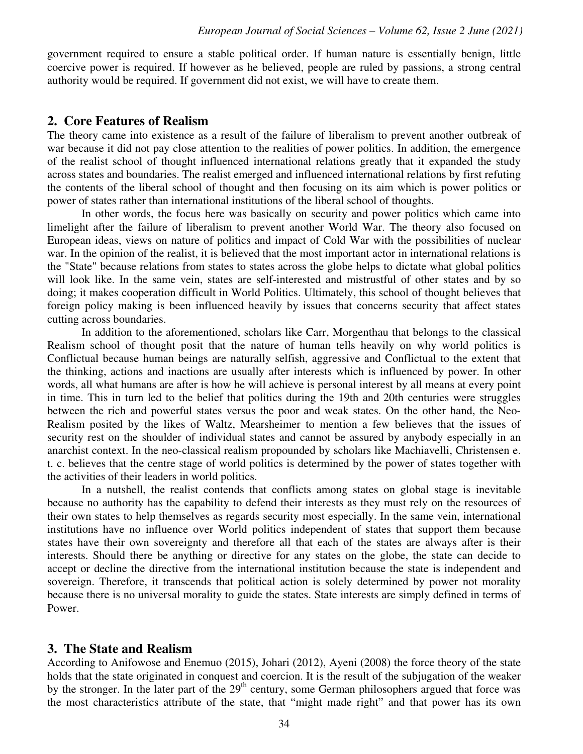government required to ensure a stable political order. If human nature is essentially benign, little coercive power is required. If however as he believed, people are ruled by passions, a strong central authority would be required. If government did not exist, we will have to create them.

## 2. Core Features of Realism

The theory came into existence as a result of the failure of liberalism to prevent another outbreak of war because it did not pay close attention to the realities of power politics. In addition, the emergence of the realist school of thought influenced international relations greatly that it expanded the study across states and boundaries. The realist emerged and influenced international relations by first refuting the contents of the liberal school of thought and then focusing on its aim which is power politics or power of states rather than international institutions of the liberal school of thoughts.

In other words, the focus here was basically on security and power politics which came into limelight after the failure of liberalism to prevent another World War. The theory also focused on European ideas, views on nature of politics and impact of Cold War with the possibilities of nuclear war. In the opinion of the realist, it is believed that the most important actor in international relations is the "State" because relations from states to states across the globe helps to dictate what global politics will look like. In the same vein, states are self-interested and mistrustful of other states and by so doing; it makes cooperation difficult in World Politics. Ultimately, this school of thought believes that foreign policy making is been influenced heavily by issues that concerns security that affect states cutting across boundaries.

In addition to the aforementioned, scholars like Carr, Morgenthau that belongs to the classical Realism school of thought posit that the nature of human tells heavily on why world politics is Conflictual because human beings are naturally selfish, aggressive and Conflictual to the extent that the thinking, actions and inactions are usually after interests which is influenced by power. In other words, all what humans are after is how he will achieve is personal interest by all means at every point in time. This in turn led to the belief that politics during the 19th and 20th centuries were struggles between the rich and powerful states versus the poor and weak states. On the other hand, the Neo-Realism posited by the likes of Waltz, Mearsheimer to mention a few believes that the issues of security rest on the shoulder of individual states and cannot be assured by anybody especially in an anarchist context. In the neo-classical realism propounded by scholars like Machiavelli, Christensen e. t. c. believes that the centre stage of world politics is determined by the power of states together with the activities of their leaders in world politics.

In a nutshell, the realist contends that conflicts among states on global stage is inevitable because no authority has the capability to defend their interests as they must rely on the resources of their own states to help themselves as regards security most especially. In the same vein, international institutions have no influence over World politics independent of states that support them because states have their own sovereignty and therefore all that each of the states are always after is their interests. Should there be anything or directive for any states on the globe, the state can decide to accept or decline the directive from the international institution because the state is independent and sovereign. Therefore, it transcends that political action is solely determined by power not morality because there is no universal morality to guide the states. State interests are simply defined in terms of Power.

## 3. The State and Realism

According to Anifowose and Enemuo (2015), Johari (2012), Ayeni (2008) the force theory of the state holds that the state originated in conquest and coercion. It is the result of the subjugation of the weaker by the stronger. In the later part of the 29th century, some German philosophers argued that force was the most characteristics attribute of the state, that "might made right" and that power has its own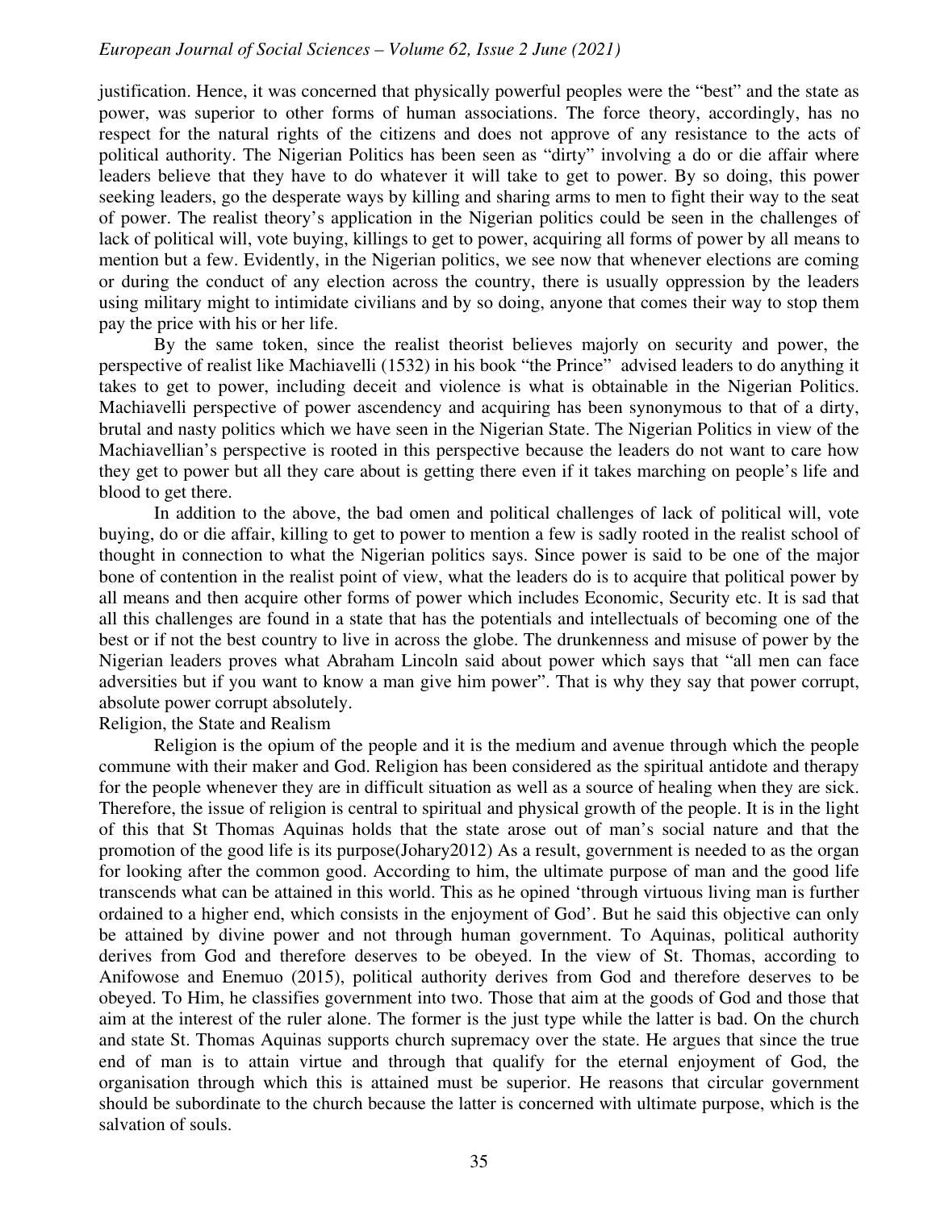justification. Hence, it was concerned that physically powerful peoples were the "best" and the state as power, was superior to other forms of human associations. The force theory, accordingly, has no respect for the natural rights of the citizens and does not approve of any resistance to the acts of political authority. The Nigerian Politics has been seen as "dirty" involving a do or die affair where leaders believe that they have to do whatever it will take to get to power. By so doing, this power seeking leaders, go the desperate ways by killing and sharing arms to men to fight their way to the seat of power. The realist theory's application in the Nigerian politics could be seen in the challenges of lack of political will, vote buying, killings to get to power, acquiring all forms of power by all means to mention but a few. Evidently, in the Nigerian politics, we see now that whenever elections are coming or during the conduct of any election across the country, there is usually oppression by the leaders using military might to intimidate civilians and by so doing, anyone that comes their way to stop them pay the price with his or her life.

By the same token, since the realist theorist believes majorly on security and power, the perspective of realist like Machiavelli (1532) in his book "the Prince" advised leaders to do anything it takes to get to power, including deceit and violence is what is obtainable in the Nigerian Politics. Machiavelli perspective of power ascendency and acquiring has been synonymous to that of a dirty, brutal and nasty politics which we have seen in the Nigerian State. The Nigerian Politics in view of the Machiavellian's perspective is rooted in this perspective because the leaders do not want to care how they get to power but all they care about is getting there even if it takes marching on people's life and blood to get there.

In addition to the above, the bad omen and political challenges of lack of political will, vote buying, do or die affair, killing to get to power to mention a few is sadly rooted in the realist school of thought in connection to what the Nigerian politics says. Since power is said to be one of the major bone of contention in the realist point of view, what the leaders do is to acquire that political power by all means and then acquire other forms of power which includes Economic, Security etc. It is sad that all this challenges are found in a state that has the potentials and intellectuals of becoming one of the best or if not the best country to live in across the globe. The drunkenness and misuse of power by the Nigerian leaders proves what Abraham Lincoln said about power which says that "all men can face adversities but if you want to know a man give him power". That is why they say that power corrupt, absolute power corrupt absolutely.

## Religion, the State and Realism

Religion is the opium of the people and it is the medium and avenue through which the people commune with their maker and God. Religion has been considered as the spiritual antidote and therapy for the people whenever they are in difficult situation as well as a source of healing when they are sick. Therefore, the issue of religion is central to spiritual and physical growth of the people. It is in the light of this that St Thomas Aquinas holds that the state arose out of man's social nature and that the promotion of the good life is its purpose(Johary2012) As a result, government is needed to as the organ for looking after the common good. According to him, the ultimate purpose of man and the good life transcends what can be attained in this world. This as he opined 'through virtuous living man is further ordained to a higher end, which consists in the enjoyment of God'. But he said this objective can only be attained by divine power and not through human government. To Aquinas, political authority derives from God and therefore deserves to be obeyed. In the view of St. Thomas, according to Anifowose and Enemuo (2015), political authority derives from God and therefore deserves to be obeyed. To Him, he classifies government into two. Those that aim at the goods of God and those that aim at the interest of the ruler alone. The former is the just type while the latter is bad. On the church and state St. Thomas Aquinas supports church supremacy over the state. He argues that since the true end of man is to attain virtue and through that qualify for the eternal enjoyment of God, the organisation through which this is attained must be superior. He reasons that circular government should be subordinate to the church because the latter is concerned with ultimate purpose, which is the salvation of souls.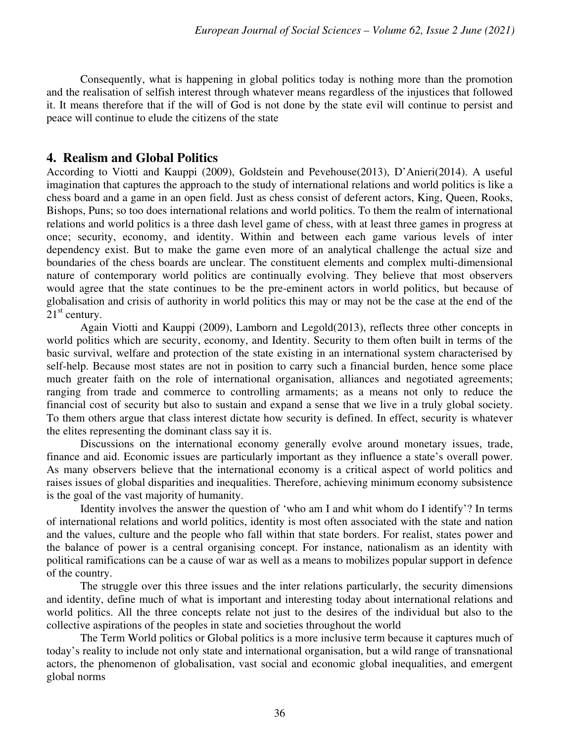Consequently, what is happening in global politics today is nothing more than the promotion and the realisation of selfish interest through whatever means regardless of the injustices that followed it. It means therefore that if the will of God is not done by the state evil will continue to persist and peace will continue to elude the citizens of the state

## 4. Realism and Global Politics

According to Viotti and Kauppi (2009), Goldstein and Pevehouse(2013), D'Anieri(2014). A useful imagination that captures the approach to the study of international relations and world politics is like a chess board and a game in an open field. Just as chess consist of deferent actors, King, Queen, Rooks, Bishops, Puns; so too does international relations and world politics. To them the realm of international relations and world politics is a three dash level game of chess, with at least three games in progress at once; security, economy, and identity. Within and between each game various levels of inter dependency exist. But to make the game even more of an analytical challenge the actual size and boundaries of the chess boards are unclear. The constituent elements and complex multi-dimensional nature of contemporary world politics are continually evolving. They believe that most observers would agree that the state continues to be the pre-eminent actors in world politics, but because of globalisation and crisis of authority in world politics this may or may not be the case at the end of the 21st century.

Again Viotti and Kauppi (2009), Lamborn and Legold(2013), reflects three other concepts in world politics which are security, economy, and Identity. Security to them often built in terms of the basic survival, welfare and protection of the state existing in an international system characterised by self-help. Because most states are not in position to carry such a financial burden, hence some place much greater faith on the role of international organisation, alliances and negotiated agreements; ranging from trade and commerce to controlling armaments; as a means not only to reduce the financial cost of security but also to sustain and expand a sense that we live in a truly global society. To them others argue that class interest dictate how security is defined. In effect, security is whatever the elites representing the dominant class say it is.

Discussions on the international economy generally evolve around monetary issues, trade, finance and aid. Economic issues are particularly important as they influence a state's overall power. As many observers believe that the international economy is a critical aspect of world politics and raises issues of global disparities and inequalities. Therefore, achieving minimum economy subsistence is the goal of the vast majority of humanity.

Identity involves the answer the question of 'who am I and whit whom do I identify'? In terms of international relations and world politics, identity is most often associated with the state and nation and the values, culture and the people who fall within that state borders. For realist, states power and the balance of power is a central organising concept. For instance, nationalism as an identity with political ramifications can be a cause of war as well as a means to mobilizes popular support in defence of the country.

The struggle over this three issues and the inter relations particularly, the security dimensions and identity, define much of what is important and interesting today about international relations and world politics. All the three concepts relate not just to the desires of the individual but also to the collective aspirations of the peoples in state and societies throughout the world

The Term World politics or Global politics is a more inclusive term because it captures much of today's reality to include not only state and international organisation, but a wild range of transnational actors, the phenomenon of globalisation, vast social and economic global inequalities, and emergent global norms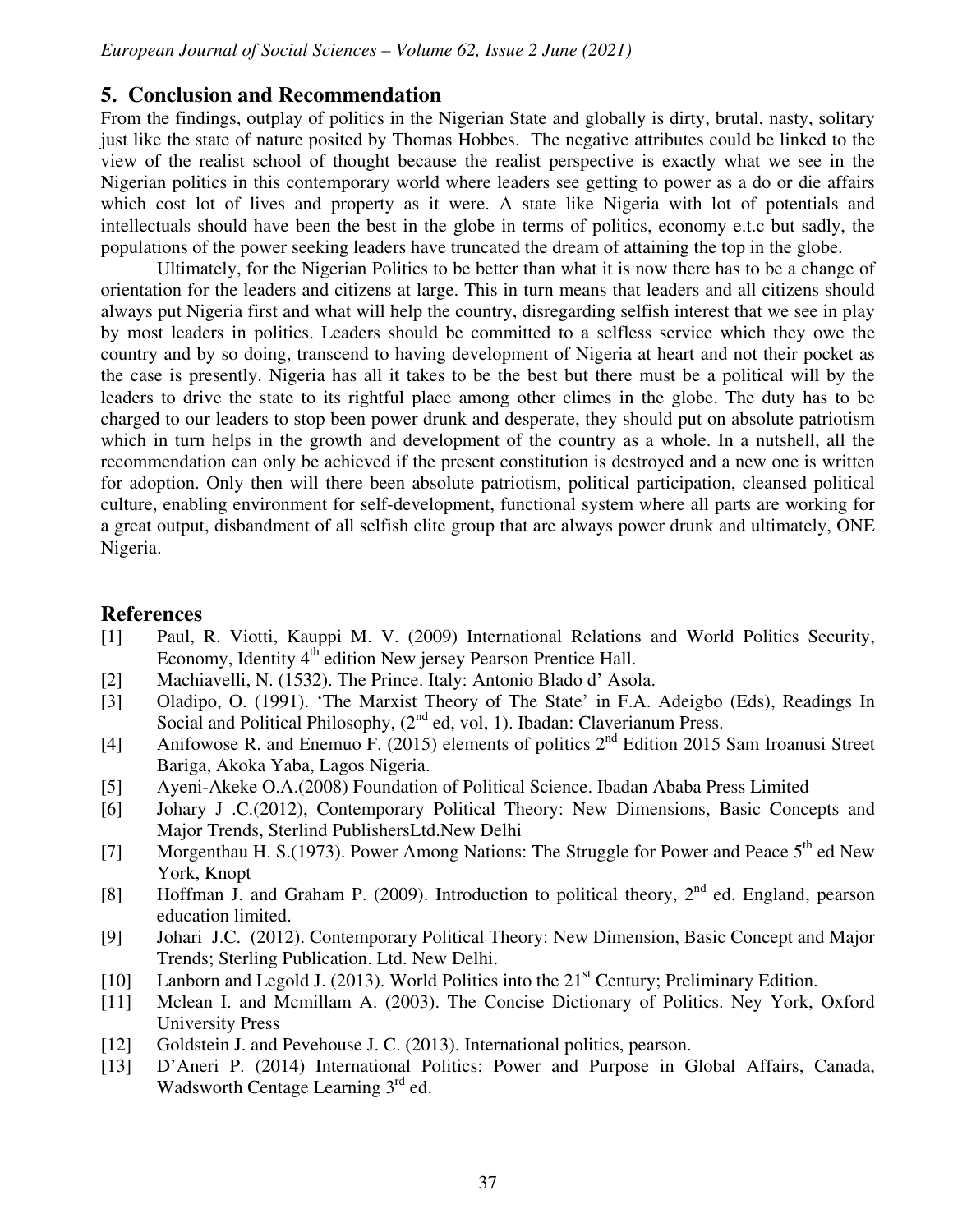## 5. Conclusion and Recommendation

From the findings, outplay of politics in the Nigerian State and globally is dirty, brutal, nasty, solitary just like the state of nature posited by Thomas Hobbes. The negative attributes could be linked to the view of the realist school of thought because the realist perspective is exactly what we see in the Nigerian politics in this contemporary world where leaders see getting to power as a do or die affairs which cost lot of lives and property as it were. A state like Nigeria with lot of potentials and intellectuals should have been the best in the globe in terms of politics, economy e.t.c but sadly, the populations of the power seeking leaders have truncated the dream of attaining the top in the globe.

Ultimately, for the Nigerian Politics to be better than what it is now there has to be a change of orientation for the leaders and citizens at large. This in turn means that leaders and all citizens should always put Nigeria first and what will help the country, disregarding selfish interest that we see in play by most leaders in politics. Leaders should be committed to a selfless service which they owe the country and by so doing, transcend to having development of Nigeria at heart and not their pocket as the case is presently. Nigeria has all it takes to be the best but there must be a political will by the leaders to drive the state to its rightful place among other climes in the globe. The duty has to be charged to our leaders to stop been power drunk and desperate, they should put on absolute patriotism which in turn helps in the growth and development of the country as a whole. In a nutshell, all the recommendation can only be achieved if the present constitution is destroyed and a new one is written for adoption. Only then will there been absolute patriotism, political participation, cleansed political culture, enabling environment for self-development, functional system where all parts are working for a great output, disbandment of all selfish elite group that are always power drunk and ultimately, ONE Nigeria.

## References

[1] Paul, R. Viotti, Kauppi M. V. (2009) International Relations and World Politics Security, Economy, Identity 4th edition New jersey Pearson Prentice Hall.

[2] Machiavelli, N. (1532). The Prince. Italy: Antonio Blado d' Asola.

[3] Oladipo, O. (1991). 'The Marxist Theory of The State' in F.A. Adeigbo (Eds), Readings In Social and Political Philosophy, (2nd ed, vol, 1). Ibadan: Claverianum Press.

[4] Anifowose R. and Enemuo F. (2015) elements of politics 2nd Edition 2015 Sam Iroanusi Street Bariga, Akoka Yaba, Lagos Nigeria.

[5] Ayeni-Akeke O.A.(2008) Foundation of Political Science. Ibadan Ababa Press Limited

[6] Johary J .C.(2012), Contemporary Political Theory: New Dimensions, Basic Concepts and Major Trends, Sterlind PublishersLtd.New Delhi

[7] Morgenthau H. S.(1973). Power Among Nations: The Struggle for Power and Peace 5th ed New York, Knopt

[8] Hoffman J. and Graham P. (2009). Introduction to political theory, 2nd ed. England, pearson education limited.

[9] Johari J.C. (2012). Contemporary Political Theory: New Dimension, Basic Concept and Major Trends; Sterling Publication. Ltd. New Delhi.

[10] Lanborn and Legold J. (2013). World Politics into the 21st Century; Preliminary Edition.

[11] Mclean I. and Mcmillam A. (2003). The Concise Dictionary of Politics. Ney York, Oxford University Press

[12] Goldstein J. and Pevehouse J. C. (2013). International politics, pearson.

[13] D'Aneri P. (2014) International Politics: Power and Purpose in Global Affairs, Canada, Wadsworth Centage Learning 3rd ed.